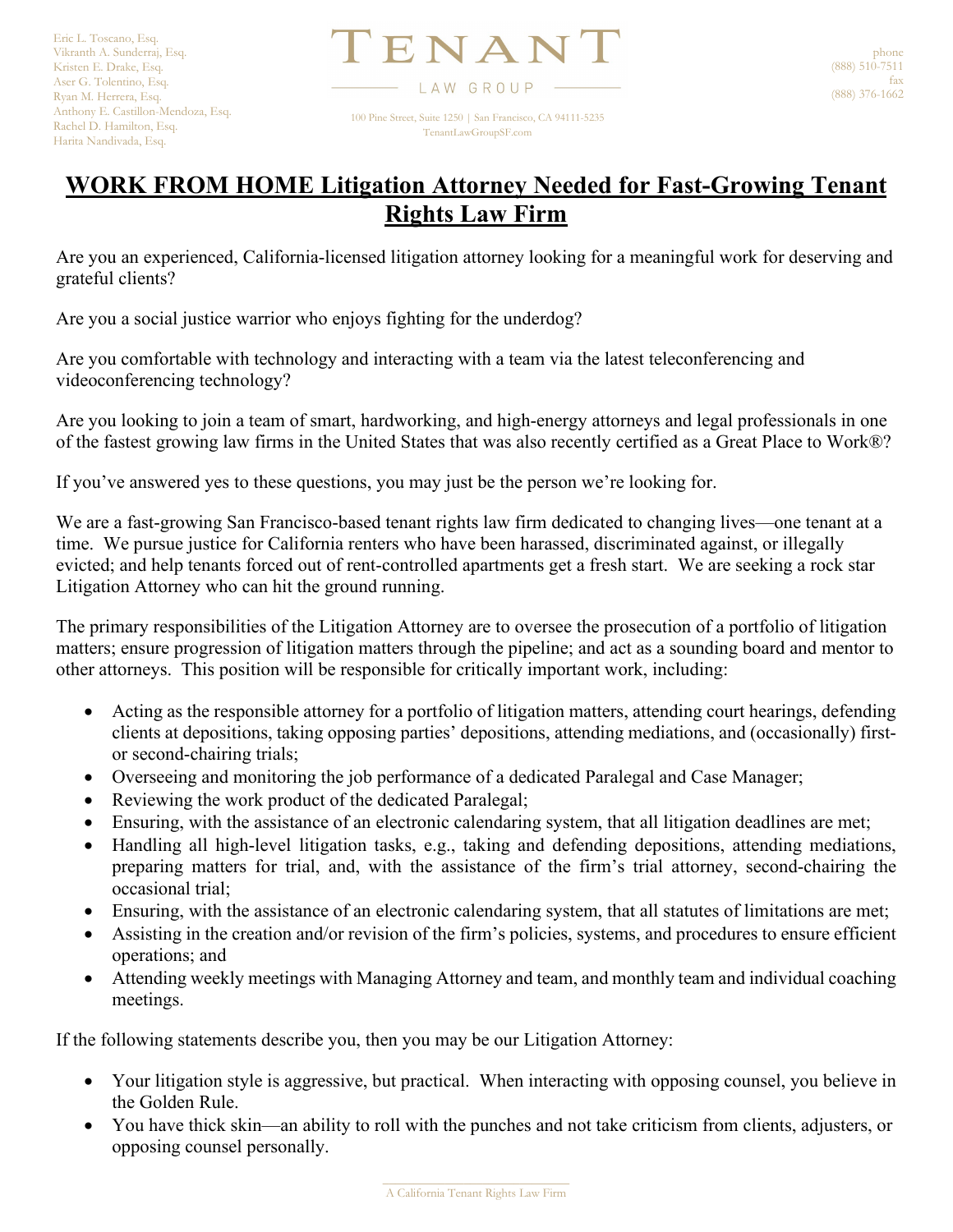Eric L. Toscano, Esq.
Vikranth A. Sunderraj, Esq.
Kristen E. Drake, Esq.
Aser G. Tolentino, Esq.
Ryan M. Herrera, Esq.
Anthony E. Castillon-Mendoza, Esq.
Rachel D. Hamilton, Esq.
Harita Nandivada, Esq.

TENANT LAW GROUP

100 Pine Street, Suite 1250 | San Francisco, CA 94111-5235
TenantLawGroupSF.com

phone
(888) 510-7511
fax
(888) 376-1662

# WORK FROM HOME Litigation Attorney Needed for Fast-Growing Tenant Rights Law Firm

Are you an experienced, California-licensed litigation attorney looking for a meaningful work for deserving and grateful clients?

Are you a social justice warrior who enjoys fighting for the underdog?

Are you comfortable with technology and interacting with a team via the latest teleconferencing and videoconferencing technology?

Are you looking to join a team of smart, hardworking, and high-energy attorneys and legal professionals in one of the fastest growing law firms in the United States that was also recently certified as a Great Place to Work®?

If you've answered yes to these questions, you may just be the person we're looking for.

We are a fast-growing San Francisco-based tenant rights law firm dedicated to changing lives—one tenant at a time. We pursue justice for California renters who have been harassed, discriminated against, or illegally evicted; and help tenants forced out of rent-controlled apartments get a fresh start. We are seeking a rock star Litigation Attorney who can hit the ground running.

The primary responsibilities of the Litigation Attorney are to oversee the prosecution of a portfolio of litigation matters; ensure progression of litigation matters through the pipeline; and act as a sounding board and mentor to other attorneys. This position will be responsible for critically important work, including:

- Acting as the responsible attorney for a portfolio of litigation matters, attending court hearings, defending clients at depositions, taking opposing parties' depositions, attending mediations, and (occasionally) first- or second-chairing trials;
- Overseeing and monitoring the job performance of a dedicated Paralegal and Case Manager;
- Reviewing the work product of the dedicated Paralegal;
- Ensuring, with the assistance of an electronic calendaring system, that all litigation deadlines are met;
- Handling all high-level litigation tasks, e.g., taking and defending depositions, attending mediations, preparing matters for trial, and, with the assistance of the firm's trial attorney, second-chairing the occasional trial;
- Ensuring, with the assistance of an electronic calendaring system, that all statutes of limitations are met;
- Assisting in the creation and/or revision of the firm's policies, systems, and procedures to ensure efficient operations; and
- Attending weekly meetings with Managing Attorney and team, and monthly team and individual coaching meetings.

If the following statements describe you, then you may be our Litigation Attorney:

- Your litigation style is aggressive, but practical. When interacting with opposing counsel, you believe in the Golden Rule.
- You have thick skin—an ability to roll with the punches and not take criticism from clients, adjusters, or opposing counsel personally.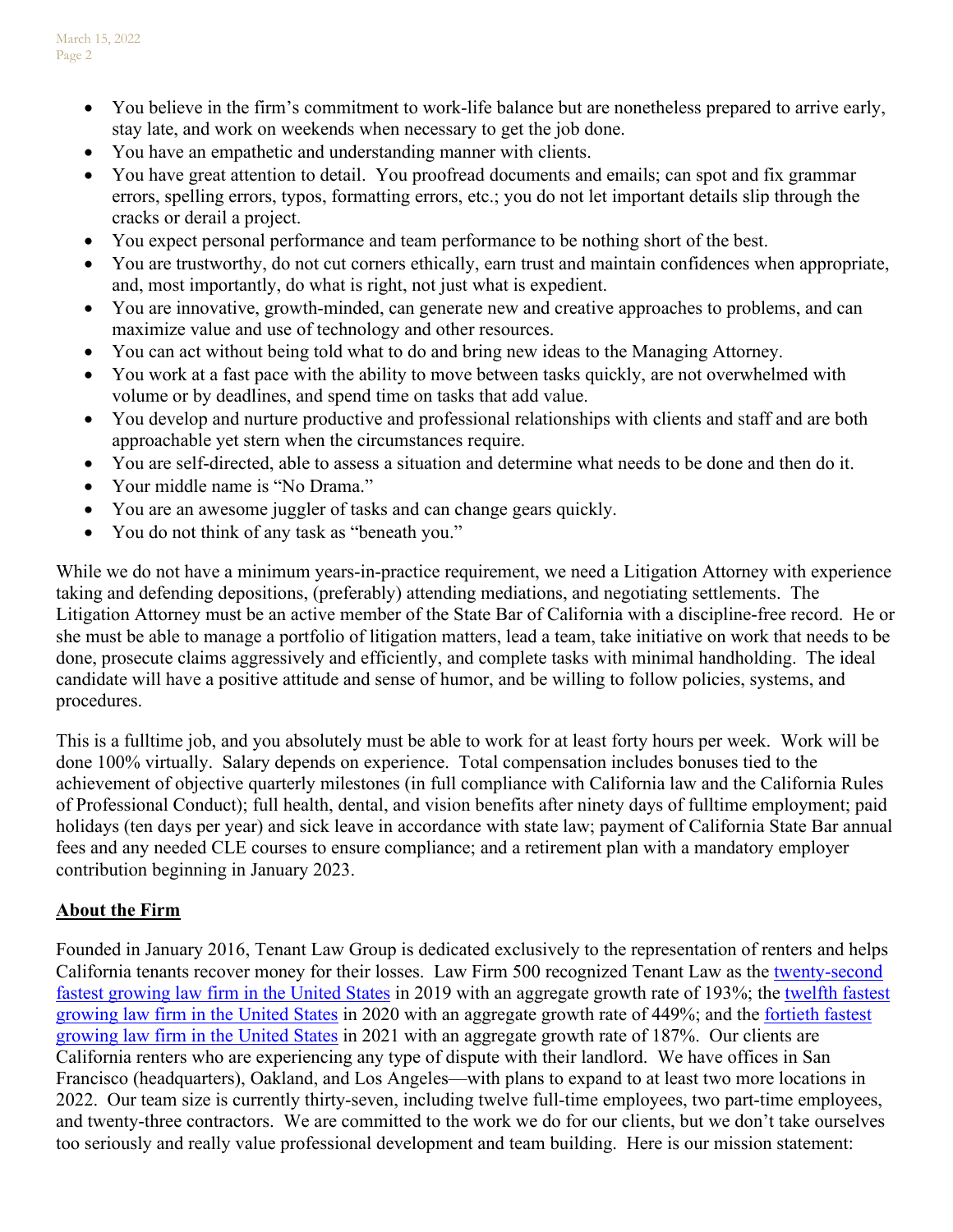- You believe in the firm's commitment to work-life balance but are nonetheless prepared to arrive early, stay late, and work on weekends when necessary to get the job done.
- You have an empathetic and understanding manner with clients.
- You have great attention to detail. You proofread documents and emails; can spot and fix grammar errors, spelling errors, typos, formatting errors, etc.; you do not let important details slip through the cracks or derail a project.
- You expect personal performance and team performance to be nothing short of the best.
- You are trustworthy, do not cut corners ethically, earn trust and maintain confidences when appropriate, and, most importantly, do what is right, not just what is expedient.
- You are innovative, growth-minded, can generate new and creative approaches to problems, and can maximize value and use of technology and other resources.
- You can act without being told what to do and bring new ideas to the Managing Attorney.
- You work at a fast pace with the ability to move between tasks quickly, are not overwhelmed with volume or by deadlines, and spend time on tasks that add value.
- You develop and nurture productive and professional relationships with clients and staff and are both approachable yet stern when the circumstances require.
- You are self-directed, able to assess a situation and determine what needs to be done and then do it.
- Your middle name is "No Drama."
- You are an awesome juggler of tasks and can change gears quickly.
- You do not think of any task as "beneath you."

While we do not have a minimum years-in-practice requirement, we need a Litigation Attorney with experience taking and defending depositions, (preferably) attending mediations, and negotiating settlements. The Litigation Attorney must be an active member of the State Bar of California with a discipline-free record. He or she must be able to manage a portfolio of litigation matters, lead a team, take initiative on work that needs to be done, prosecute claims aggressively and efficiently, and complete tasks with minimal handholding. The ideal candidate will have a positive attitude and sense of humor, and be willing to follow policies, systems, and procedures.

This is a fulltime job, and you absolutely must be able to work for at least forty hours per week. Work will be done 100% virtually. Salary depends on experience. Total compensation includes bonuses tied to the achievement of objective quarterly milestones (in full compliance with California law and the California Rules of Professional Conduct); full health, dental, and vision benefits after ninety days of fulltime employment; paid holidays (ten days per year) and sick leave in accordance with state law; payment of California State Bar annual fees and any needed CLE courses to ensure compliance; and a retirement plan with a mandatory employer contribution beginning in January 2023.

**About the Firm**

Founded in January 2016, Tenant Law Group is dedicated exclusively to the representation of renters and helps California tenants recover money for their losses. Law Firm 500 recognized Tenant Law as the twenty-second fastest growing law firm in the United States in 2019 with an aggregate growth rate of 193%; the twelfth fastest growing law firm in the United States in 2020 with an aggregate growth rate of 449%; and the fortieth fastest growing law firm in the United States in 2021 with an aggregate growth rate of 187%. Our clients are California renters who are experiencing any type of dispute with their landlord. We have offices in San Francisco (headquarters), Oakland, and Los Angeles—with plans to expand to at least two more locations in 2022. Our team size is currently thirty-seven, including twelve full-time employees, two part-time employees, and twenty-three contractors. We are committed to the work we do for our clients, but we don't take ourselves too seriously and really value professional development and team building. Here is our mission statement: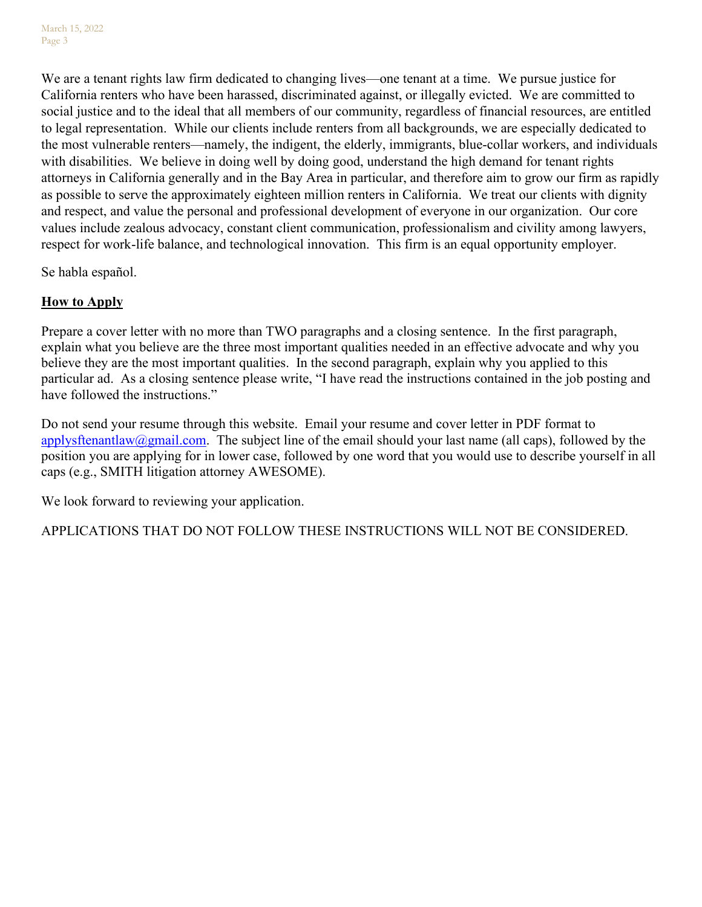We are a tenant rights law firm dedicated to changing lives—one tenant at a time. We pursue justice for California renters who have been harassed, discriminated against, or illegally evicted. We are committed to social justice and to the ideal that all members of our community, regardless of financial resources, are entitled to legal representation. While our clients include renters from all backgrounds, we are especially dedicated to the most vulnerable renters—namely, the indigent, the elderly, immigrants, blue-collar workers, and individuals with disabilities. We believe in doing well by doing good, understand the high demand for tenant rights attorneys in California generally and in the Bay Area in particular, and therefore aim to grow our firm as rapidly as possible to serve the approximately eighteen million renters in California. We treat our clients with dignity and respect, and value the personal and professional development of everyone in our organization. Our core values include zealous advocacy, constant client communication, professionalism and civility among lawyers, respect for work-life balance, and technological innovation. This firm is an equal opportunity employer.

Se habla español.

## **How to Apply**

Prepare a cover letter with no more than TWO paragraphs and a closing sentence. In the first paragraph, explain what you believe are the three most important qualities needed in an effective advocate and why you believe they are the most important qualities. In the second paragraph, explain why you applied to this particular ad. As a closing sentence please write, "I have read the instructions contained in the job posting and have followed the instructions."

Do not send your resume through this website. Email your resume and cover letter in PDF format to applysftenantlaw@gmail.com. The subject line of the email should your last name (all caps), followed by the position you are applying for in lower case, followed by one word that you would use to describe yourself in all caps (e.g., SMITH litigation attorney AWESOME).

We look forward to reviewing your application.

APPLICATIONS THAT DO NOT FOLLOW THESE INSTRUCTIONS WILL NOT BE CONSIDERED.